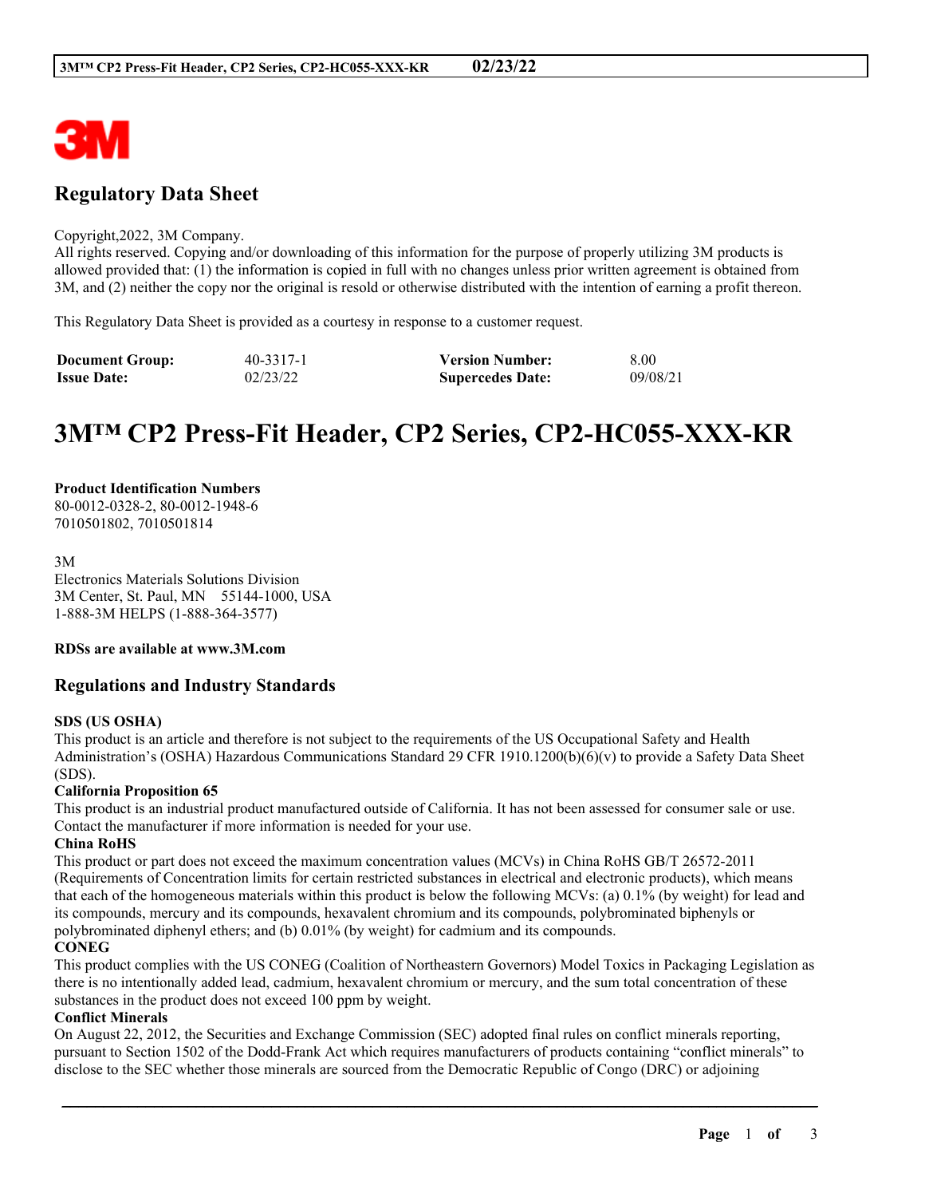## Regulatory Data Sheet

Copyright,2022, 3M Company.
All rights reserved. Copying and/or downloading of this information for the purpose of properly utilizing 3M products is allowed provided that: (1) the information is copied in full with no changes unless prior written agreement is obtained from 3M, and (2) neither the copy nor the original is resold or otherwise distributed with the intention of earning a profit thereon.

This Regulatory Data Sheet is provided as a courtesy in response to a customer request.

| **Document Group:** | 40-3317-1 | **Version Number:** | 8.00 |
|---|---|---|---|
| **Issue Date:** | 02/23/22 | **Supercedes Date:** | 09/08/21 |

# 3M™ CP2 Press-Fit Header, CP2 Series, CP2-HC055-XXX-KR

**Product Identification Numbers**
80-0012-0328-2, 80-0012-1948-6
7010501802, 7010501814

3M
Electronics Materials Solutions Division
3M Center, St. Paul, MN 55144-1000, USA
1-888-3M HELPS (1-888-364-3577)

**RDSs are available at www.3M.com**

## Regulations and Industry Standards

**SDS (US OSHA)**
This product is an article and therefore is not subject to the requirements of the US Occupational Safety and Health Administration's (OSHA) Hazardous Communications Standard 29 CFR 1910.1200(b)(6)(v) to provide a Safety Data Sheet (SDS).

**California Proposition 65**
This product is an industrial product manufactured outside of California. It has not been assessed for consumer sale or use. Contact the manufacturer if more information is needed for your use.

**China RoHS**
This product or part does not exceed the maximum concentration values (MCVs) in China RoHS GB/T 26572-2011 (Requirements of Concentration limits for certain restricted substances in electrical and electronic products), which means that each of the homogeneous materials within this product is below the following MCVs: (a) 0.1% (by weight) for lead and its compounds, mercury and its compounds, hexavalent chromium and its compounds, polybrominated biphenyls or polybrominated diphenyl ethers; and (b) 0.01% (by weight) for cadmium and its compounds.

**CONEG**
This product complies with the US CONEG (Coalition of Northeastern Governors) Model Toxics in Packaging Legislation as there is no intentionally added lead, cadmium, hexavalent chromium or mercury, and the sum total concentration of these substances in the product does not exceed 100 ppm by weight.

**Conflict Minerals**
On August 22, 2012, the Securities and Exchange Commission (SEC) adopted final rules on conflict minerals reporting, pursuant to Section 1502 of the Dodd-Frank Act which requires manufacturers of products containing "conflict minerals" to disclose to the SEC whether those minerals are sourced from the Democratic Republic of Congo (DRC) or adjoining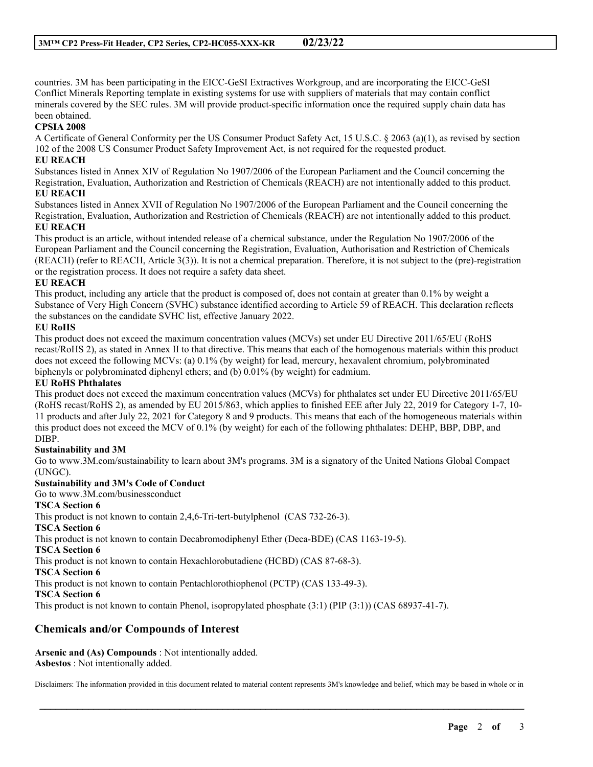countries. 3M has been participating in the EICC-GeSI Extractives Workgroup, and are incorporating the EICC-GeSI Conflict Minerals Reporting template in existing systems for use with suppliers of materials that may contain conflict minerals covered by the SEC rules. 3M will provide product-specific information once the required supply chain data has been obtained.

**CPSIA 2008**

A Certificate of General Conformity per the US Consumer Product Safety Act, 15 U.S.C. § 2063 (a)(1), as revised by section 102 of the 2008 US Consumer Product Safety Improvement Act, is not required for the requested product.

**EU REACH**

Substances listed in Annex XIV of Regulation No 1907/2006 of the European Parliament and the Council concerning the Registration, Evaluation, Authorization and Restriction of Chemicals (REACH) are not intentionally added to this product.

**EU REACH**

Substances listed in Annex XVII of Regulation No 1907/2006 of the European Parliament and the Council concerning the Registration, Evaluation, Authorization and Restriction of Chemicals (REACH) are not intentionally added to this product.

**EU REACH**

This product is an article, without intended release of a chemical substance, under the Regulation No 1907/2006 of the European Parliament and the Council concerning the Registration, Evaluation, Authorisation and Restriction of Chemicals (REACH) (refer to REACH, Article 3(3)). It is not a chemical preparation. Therefore, it is not subject to the (pre)-registration or the registration process. It does not require a safety data sheet.

**EU REACH**

This product, including any article that the product is composed of, does not contain at greater than 0.1% by weight a Substance of Very High Concern (SVHC) substance identified according to Article 59 of REACH. This declaration reflects the substances on the candidate SVHC list, effective January 2022.

**EU RoHS**

This product does not exceed the maximum concentration values (MCVs) set under EU Directive 2011/65/EU (RoHS recast/RoHS 2), as stated in Annex II to that directive. This means that each of the homogenous materials within this product does not exceed the following MCVs: (a) 0.1% (by weight) for lead, mercury, hexavalent chromium, polybrominated biphenyls or polybrominated diphenyl ethers; and (b) 0.01% (by weight) for cadmium.

**EU RoHS Phthalates**

This product does not exceed the maximum concentration values (MCVs) for phthalates set under EU Directive 2011/65/EU (RoHS recast/RoHS 2), as amended by EU 2015/863, which applies to finished EEE after July 22, 2019 for Category 1-7, 10-11 products and after July 22, 2021 for Category 8 and 9 products. This means that each of the homogeneous materials within this product does not exceed the MCV of 0.1% (by weight) for each of the following phthalates: DEHP, BBP, DBP, and DIBP.

**Sustainability and 3M**

Go to www.3M.com/sustainability to learn about 3M's programs. 3M is a signatory of the United Nations Global Compact (UNGC).

**Sustainability and 3M's Code of Conduct**

Go to www.3M.com/businessconduct

**TSCA Section 6**

This product is not known to contain 2,4,6-Tri-tert-butylphenol (CAS 732-26-3).

**TSCA Section 6**

This product is not known to contain Decabromodiphenyl Ether (Deca-BDE) (CAS 1163-19-5).

**TSCA Section 6**

This product is not known to contain Hexachlorobutadiene (HCBD) (CAS 87-68-3).

**TSCA Section 6**

This product is not known to contain Pentachlorothiophenol (PCTP) (CAS 133-49-3).

**TSCA Section 6**

This product is not known to contain Phenol, isopropylated phosphate (3:1) (PIP (3:1)) (CAS 68937-41-7).

## Chemicals and/or Compounds of Interest

**Arsenic and (As) Compounds** : Not intentionally added.
**Asbestos** : Not intentionally added.

Disclaimers: The information provided in this document related to material content represents 3M's knowledge and belief, which may be based in whole or in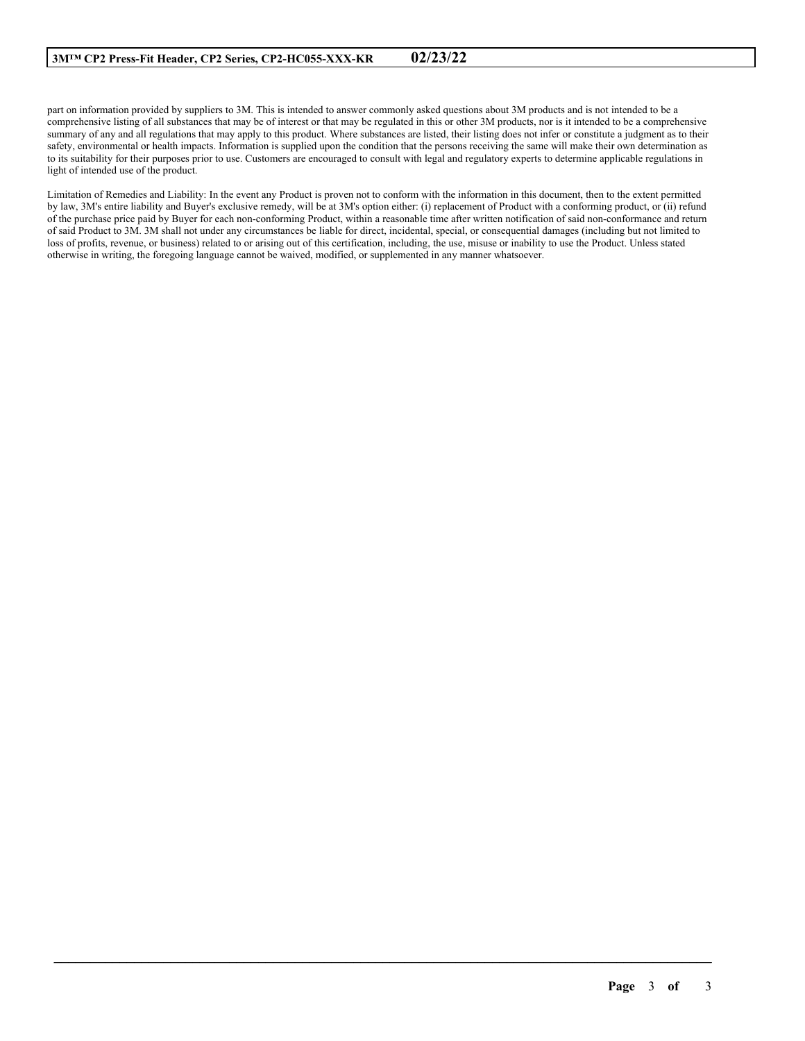part on information provided by suppliers to 3M. This is intended to answer commonly asked questions about 3M products and is not intended to be a comprehensive listing of all substances that may be of interest or that may be regulated in this or other 3M products, nor is it intended to be a comprehensive summary of any and all regulations that may apply to this product. Where substances are listed, their listing does not infer or constitute a judgment as to their safety, environmental or health impacts. Information is supplied upon the condition that the persons receiving the same will make their own determination as to its suitability for their purposes prior to use. Customers are encouraged to consult with legal and regulatory experts to determine applicable regulations in light of intended use of the product.

Limitation of Remedies and Liability: In the event any Product is proven not to conform with the information in this document, then to the extent permitted by law, 3M's entire liability and Buyer's exclusive remedy, will be at 3M's option either: (i) replacement of Product with a conforming product, or (ii) refund of the purchase price paid by Buyer for each non-conforming Product, within a reasonable time after written notification of said non-conformance and return of said Product to 3M. 3M shall not under any circumstances be liable for direct, incidental, special, or consequential damages (including but not limited to loss of profits, revenue, or business) related to or arising out of this certification, including, the use, misuse or inability to use the Product. Unless stated otherwise in writing, the foregoing language cannot be waived, modified, or supplemented in any manner whatsoever.